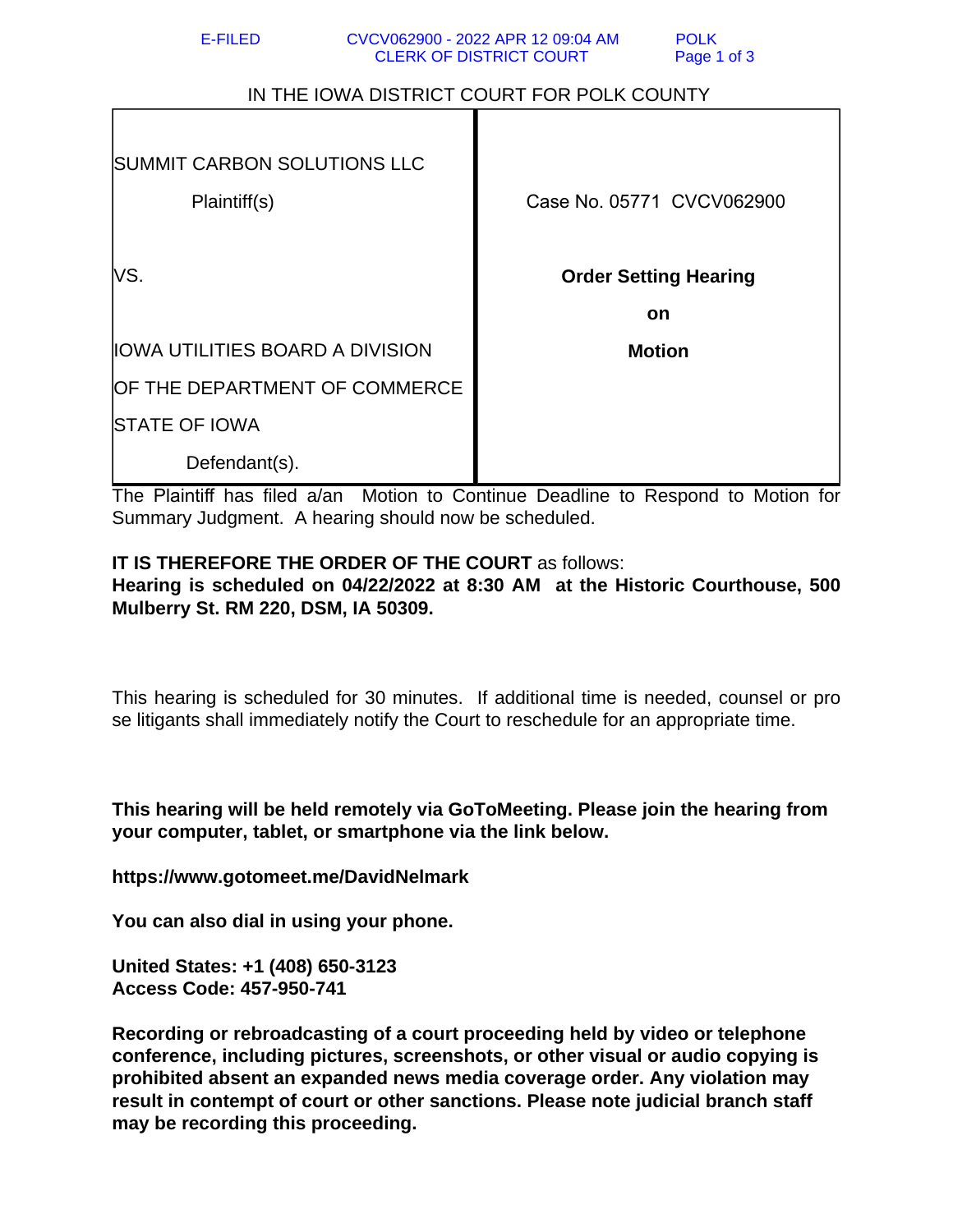E-FILED CVCV062900 - 2022 APR 12 09:04 AM POLK
CLERK OF DISTRICT COURT

IN THE IOWA DISTRICT COURT FOR POLK COUNTY

| | |
|---|---|
| SUMMIT CARBON SOLUTIONS LLC<br>Plaintiff(s) | Case No. 05771 CVCV062900 |
| VS.<br><br>IOWA UTILITIES BOARD A DIVISION OF THE DEPARTMENT OF COMMERCE STATE OF IOWA<br>Defendant(s). | **Order Setting Hearing on Motion** |

The Plaintiff has filed a/an Motion to Continue Deadline to Respond to Motion for Summary Judgment. A hearing should now be scheduled.

**IT IS THEREFORE THE ORDER OF THE COURT** as follows:
**Hearing is scheduled on 04/22/2022 at 8:30 AM at the Historic Courthouse, 500 Mulberry St. RM 220, DSM, IA 50309.**

This hearing is scheduled for 30 minutes. If additional time is needed, counsel or pro se litigants shall immediately notify the Court to reschedule for an appropriate time.

**This hearing will be held remotely via GoToMeeting. Please join the hearing from your computer, tablet, or smartphone via the link below.**

**https://www.gotomeet.me/DavidNelmark**

**You can also dial in using your phone.**

**United States: +1 (408) 650-3123**
**Access Code: 457-950-741**

**Recording or rebroadcasting of a court proceeding held by video or telephone conference, including pictures, screenshots, or other visual or audio copying is prohibited absent an expanded news media coverage order. Any violation may result in contempt of court or other sanctions. Please note judicial branch staff may be recording this proceeding.**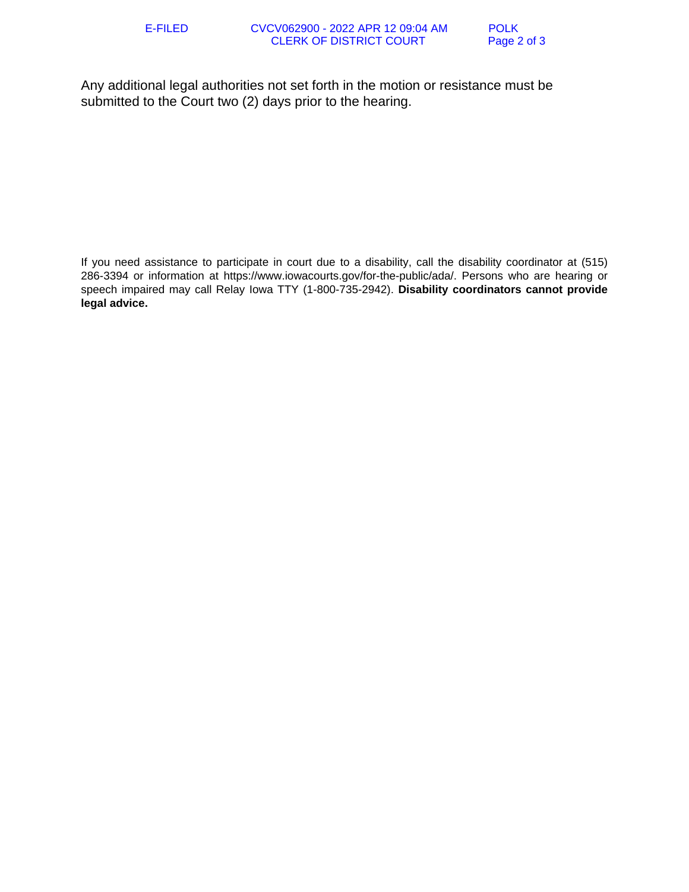Any additional legal authorities not set forth in the motion or resistance must be submitted to the Court two (2) days prior to the hearing.

If you need assistance to participate in court due to a disability, call the disability coordinator at (515) 286-3394 or information at https://www.iowacourts.gov/for-the-public/ada/. Persons who are hearing or speech impaired may call Relay Iowa TTY (1-800-735-2942). **Disability coordinators cannot provide legal advice.**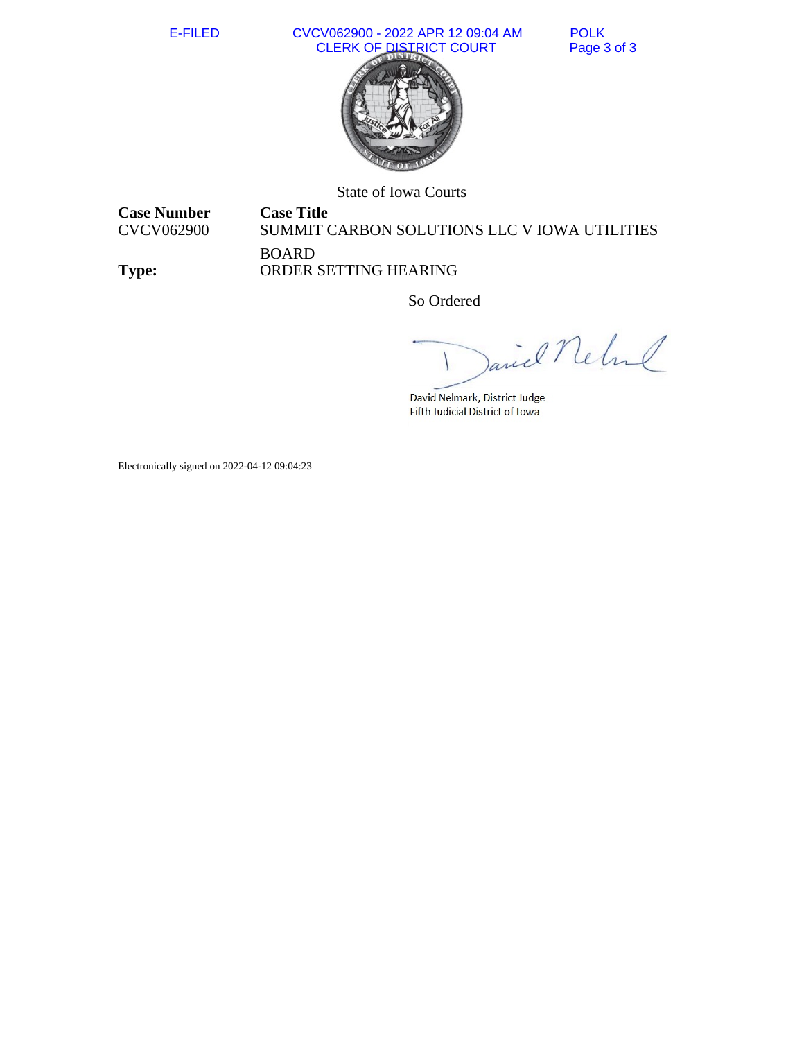State of Iowa Courts

| | |
|---|---|
| **Case Number** | **Case Title** |
| CVCV062900 | SUMMIT CARBON SOLUTIONS LLC V IOWA UTILITIES BOARD |
| **Type:** | ORDER SETTING HEARING |

So Ordered

David Nelmark, District Judge
Fifth Judicial District of Iowa

Electronically signed on 2022-04-12 09:04:23